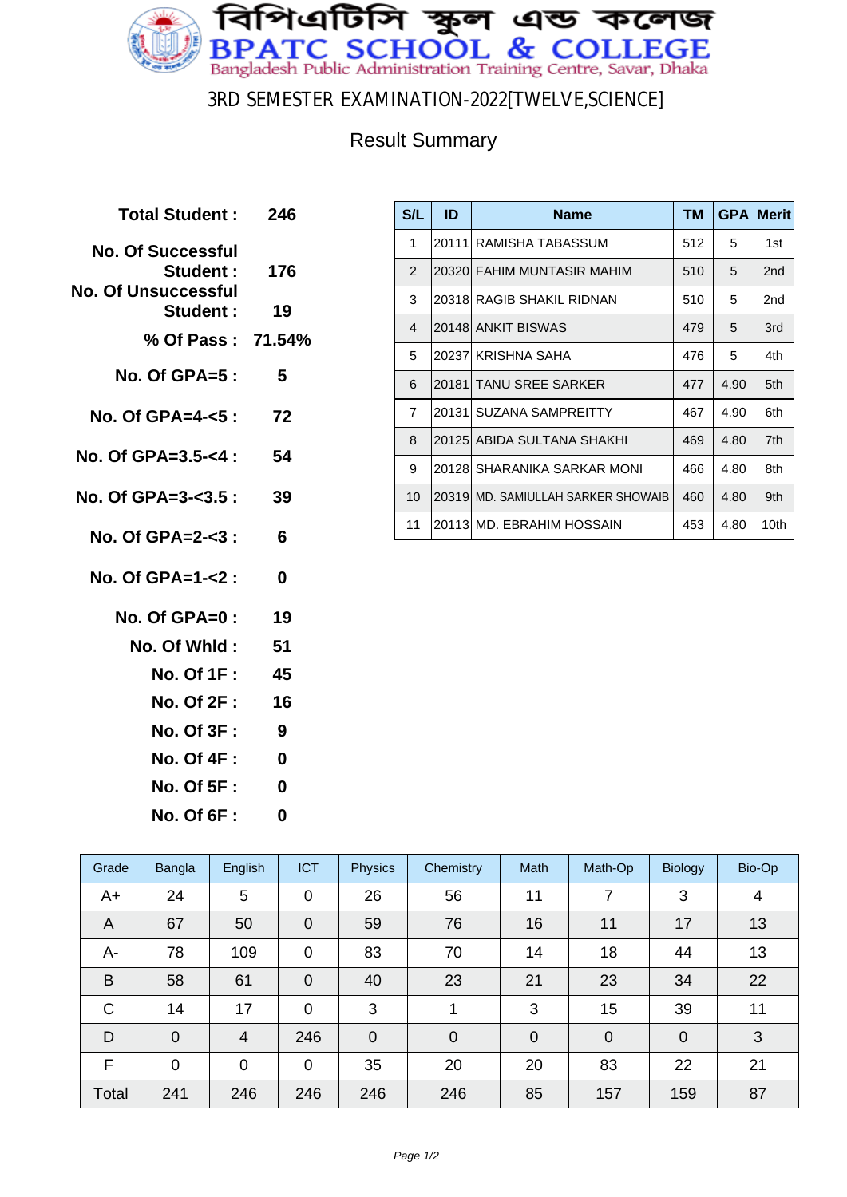# বিপিএটিসি স্কুল এন্ড কলেজ
# BPATC SCHOOL & COLLEGE
Bangladesh Public Administration Training Centre, Savar, Dhaka

## 3RD SEMESTER EXAMINATION-2022[TWELVE,SCIENCE]

### Result Summary

| | |
|---|---|
| **Total Student :** | **246** |
| **No. Of Successful Student :** | **176** |
| **No. Of Unsuccessful Student :** | **19** |
| **% Of Pass :** | **71.54%** |
| **No. Of GPA=5 :** | **5** |
| **No. Of GPA=4-<5 :** | **72** |
| **No. Of GPA=3.5-<4 :** | **54** |
| **No. Of GPA=3-<3.5 :** | **39** |
| **No. Of GPA=2-<3 :** | **6** |
| **No. Of GPA=1-<2 :** | **0** |
| **No. Of GPA=0 :** | **19** |
| **No. Of Whld :** | **51** |
| **No. Of 1F :** | **45** |
| **No. Of 2F :** | **16** |
| **No. Of 3F :** | **9** |
| **No. Of 4F :** | **0** |
| **No. Of 5F :** | **0** |
| **No. Of 6F :** | **0** |

| S/L | ID | Name | TM | GPA | Merit |
|---|---|---|---|---|---|
| 1 | 20111 | RAMISHA TABASSUM | 512 | 5 | 1st |
| 2 | 20320 | FAHIM MUNTASIR MAHIM | 510 | 5 | 2nd |
| 3 | 20318 | RAGIB SHAKIL RIDNAN | 510 | 5 | 2nd |
| 4 | 20148 | ANKIT BISWAS | 479 | 5 | 3rd |
| 5 | 20237 | KRISHNA SAHA | 476 | 5 | 4th |
| 6 | 20181 | TANU SREE SARKER | 477 | 4.90 | 5th |
| 7 | 20131 | SUZANA SAMPREITTY | 467 | 4.90 | 6th |
| 8 | 20125 | ABIDA SULTANA SHAKHI | 469 | 4.80 | 7th |
| 9 | 20128 | SHARANIKA SARKAR MONI | 466 | 4.80 | 8th |
| 10 | 20319 | MD. SAMIULLAH SARKER SHOWAIB | 460 | 4.80 | 9th |
| 11 | 20113 | MD. EBRAHIM HOSSAIN | 453 | 4.80 | 10th |

| Grade | Bangla | English | ICT | Physics | Chemistry | Math | Math-Op | Biology | Bio-Op |
|---|---|---|---|---|---|---|---|---|---|
| A+ | 24 | 5 | 0 | 26 | 56 | 11 | 7 | 3 | 4 |
| A | 67 | 50 | 0 | 59 | 76 | 16 | 11 | 17 | 13 |
| A- | 78 | 109 | 0 | 83 | 70 | 14 | 18 | 44 | 13 |
| B | 58 | 61 | 0 | 40 | 23 | 21 | 23 | 34 | 22 |
| C | 14 | 17 | 0 | 3 | 1 | 3 | 15 | 39 | 11 |
| D | 0 | 4 | 246 | 0 | 0 | 0 | 0 | 0 | 3 |
| F | 0 | 0 | 0 | 35 | 20 | 20 | 83 | 22 | 21 |
| Total | 241 | 246 | 246 | 246 | 246 | 85 | 157 | 159 | 87 |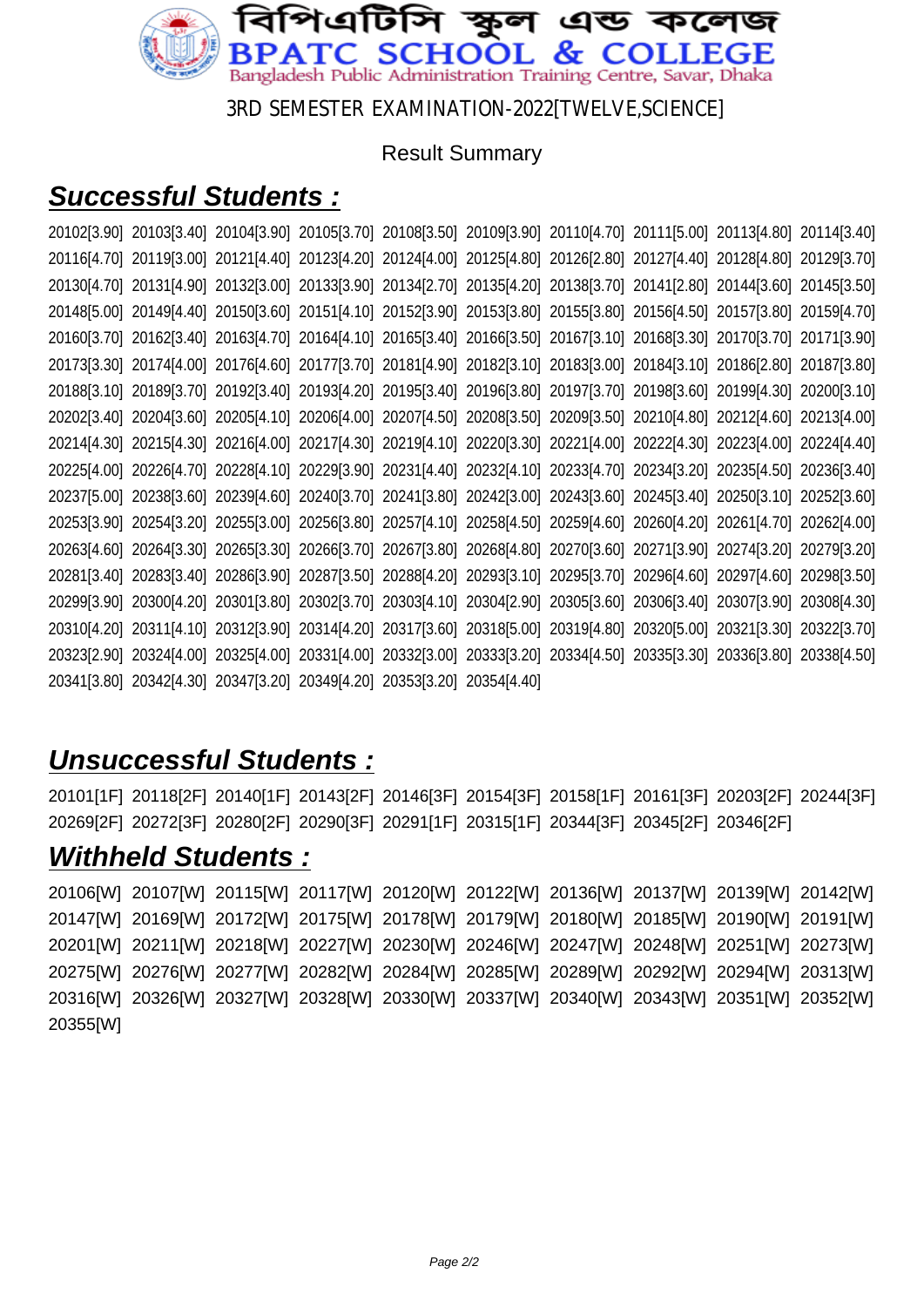বিপিএটিসি স্কুল এন্ড কলেজ

BPATC SCHOOL & COLLEGE

Bangladesh Public Administration Training Centre, Savar, Dhaka

3RD SEMESTER EXAMINATION-2022[TWELVE,SCIENCE]

Result Summary

## *Successful Students :*

20102[3.90] 20103[3.40] 20104[3.90] 20105[3.70] 20108[3.50] 20109[3.90] 20110[4.70] 20111[5.00] 20113[4.80] 20114[3.40] 20116[4.70] 20119[3.00] 20121[4.40] 20123[4.20] 20124[4.00] 20125[4.80] 20126[2.80] 20127[4.40] 20128[4.80] 20129[3.70] 20130[4.70] 20131[4.90] 20132[3.00] 20133[3.90] 20134[2.70] 20135[4.20] 20138[3.70] 20141[2.80] 20144[3.60] 20145[3.50] 20148[5.00] 20149[4.40] 20150[3.60] 20151[4.10] 20152[3.90] 20153[3.80] 20155[3.80] 20156[4.50] 20157[3.80] 20159[4.70] 20160[3.70] 20162[3.40] 20163[4.70] 20164[4.10] 20165[3.40] 20166[3.50] 20167[3.10] 20168[3.30] 20170[3.70] 20171[3.90] 20173[3.30] 20174[4.00] 20176[4.60] 20177[3.70] 20181[4.90] 20182[3.10] 20183[3.00] 20184[3.10] 20186[2.80] 20187[3.80] 20188[3.10] 20189[3.70] 20192[3.40] 20193[4.20] 20195[3.40] 20196[3.80] 20197[3.70] 20198[3.60] 20199[4.30] 20200[3.10] 20202[3.40] 20204[3.60] 20205[4.10] 20206[4.00] 20207[4.50] 20208[3.50] 20209[3.50] 20210[4.80] 20212[4.60] 20213[4.00] 20214[4.30] 20215[4.30] 20216[4.00] 20217[4.30] 20219[4.10] 20220[3.30] 20221[4.00] 20222[4.30] 20223[4.00] 20224[4.40] 20225[4.00] 20226[4.70] 20228[4.10] 20229[3.90] 20231[4.40] 20232[4.10] 20233[4.70] 20234[3.20] 20235[4.50] 20236[3.40] 20237[5.00] 20238[3.60] 20239[4.60] 20240[3.70] 20241[3.80] 20242[3.00] 20243[3.60] 20245[3.40] 20250[3.10] 20252[3.60] 20253[3.90] 20254[3.20] 20255[3.00] 20256[3.80] 20257[4.10] 20258[4.50] 20259[4.60] 20260[4.20] 20261[4.70] 20262[4.00] 20263[4.60] 20264[3.30] 20265[3.30] 20266[3.70] 20267[3.80] 20268[4.80] 20270[3.60] 20271[3.90] 20274[3.20] 20279[3.20] 20281[3.40] 20283[3.40] 20286[3.90] 20287[3.50] 20288[4.20] 20293[3.10] 20295[3.70] 20296[4.60] 20297[4.60] 20298[3.50] 20299[3.90] 20300[4.20] 20301[3.80] 20302[3.70] 20303[4.10] 20304[2.90] 20305[3.60] 20306[3.40] 20307[3.90] 20308[4.30] 20310[4.20] 20311[4.10] 20312[3.90] 20314[4.20] 20317[3.60] 20318[5.00] 20319[4.80] 20320[5.00] 20321[3.30] 20322[3.70] 20323[2.90] 20324[4.00] 20325[4.00] 20331[4.00] 20332[3.00] 20333[3.20] 20334[4.50] 20335[3.30] 20336[3.80] 20338[4.50] 20341[3.80] 20342[4.30] 20347[3.20] 20349[4.20] 20353[3.20] 20354[4.40]

## *Unsuccessful Students :*

20101[1F] 20118[2F] 20140[1F] 20143[2F] 20146[3F] 20154[3F] 20158[1F] 20161[3F] 20203[2F] 20244[3F] 20269[2F] 20272[3F] 20280[2F] 20290[3F] 20291[1F] 20315[1F] 20344[3F] 20345[2F] 20346[2F]

## *Withheld Students :*

20106[W] 20107[W] 20115[W] 20117[W] 20120[W] 20122[W] 20136[W] 20137[W] 20139[W] 20142[W] 20147[W] 20169[W] 20172[W] 20175[W] 20178[W] 20179[W] 20180[W] 20185[W] 20190[W] 20191[W] 20201[W] 20211[W] 20218[W] 20227[W] 20230[W] 20246[W] 20247[W] 20248[W] 20251[W] 20273[W] 20275[W] 20276[W] 20277[W] 20282[W] 20284[W] 20285[W] 20289[W] 20292[W] 20294[W] 20313[W] 20316[W] 20326[W] 20327[W] 20328[W] 20330[W] 20337[W] 20340[W] 20343[W] 20351[W] 20352[W] 20355[W]